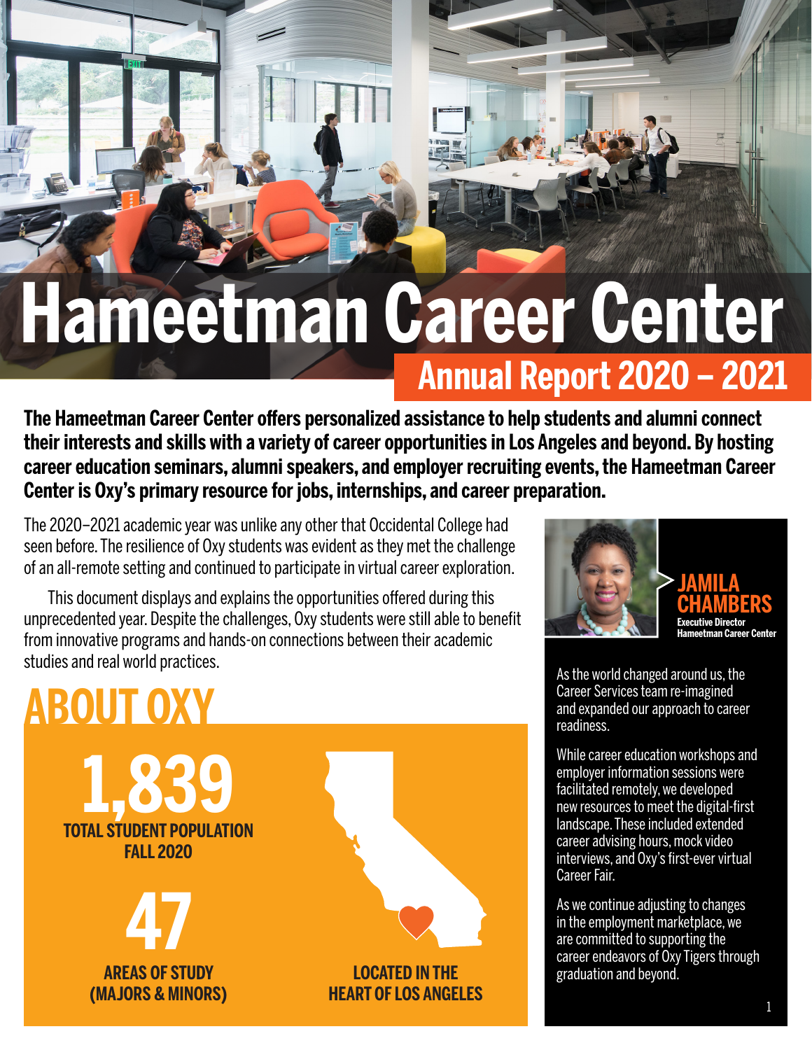# Hameetman Career Center

## Annual Report 2020 – 2021

**The Hameetman Career Center offers personalized assistance to help students and alumni connect their interests and skills with a variety of career opportunities in Los Angeles and beyond. By hosting career education seminars, alumni speakers, and employer recruiting events, the Hameetman Career Center is Oxy's primary resource for jobs, internships, and career preparation.**

The 2020–2021 academic year was unlike any other that Occidental College had seen before. The resilience of Oxy students was evident as they met the challenge of an all-remote setting and continued to participate in virtual career exploration.

This document displays and explains the opportunities offered during this unprecedented year. Despite the challenges, Oxy students were still able to benefit from innovative programs and hands-on connections between their academic studies and real world practices.

## ABOUT OXY

**1,839**
**TOTAL STUDENT POPULATION FALL 2020**

**47**
**AREAS OF STUDY (MAJORS & MINORS)**

**LOCATED IN THE HEART OF LOS ANGELES**

### JAMILA CHAMBERS
**Executive Director**
**Hameetman Career Center**

As the world changed around us, the Career Services team re-imagined and expanded our approach to career readiness.

While career education workshops and employer information sessions were facilitated remotely, we developed new resources to meet the digital-first landscape. These included extended career advising hours, mock video interviews, and Oxy's first-ever virtual Career Fair.

As we continue adjusting to changes in the employment marketplace, we are committed to supporting the career endeavors of Oxy Tigers through graduation and beyond.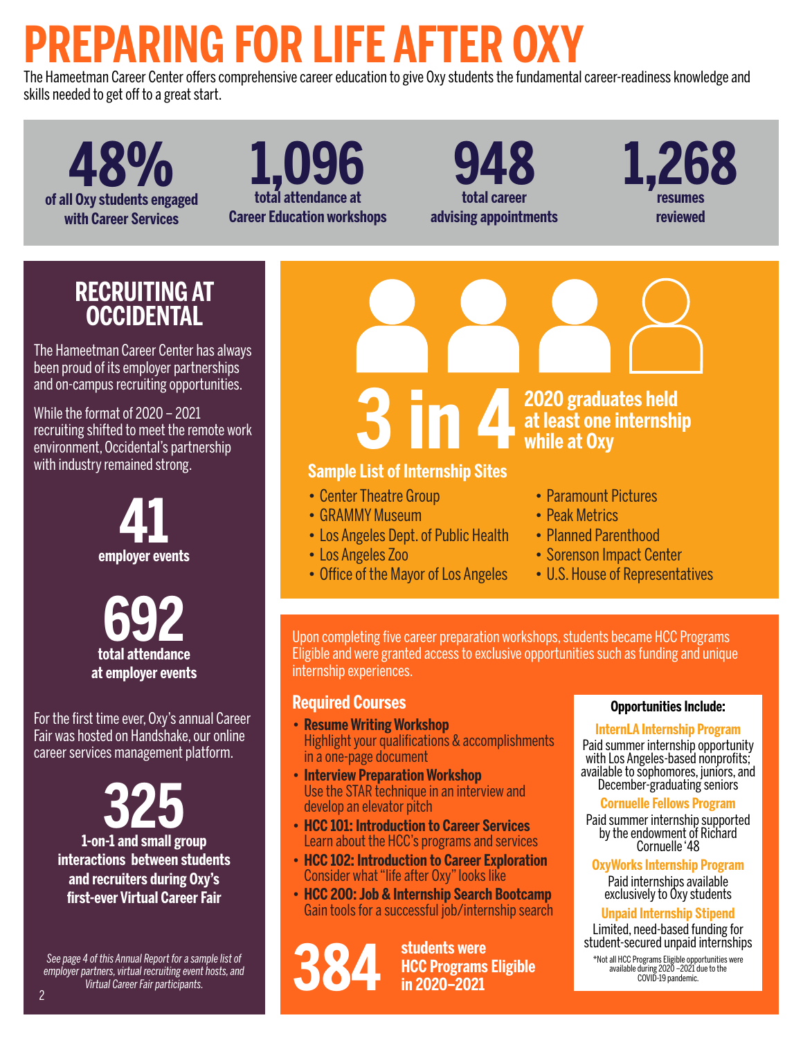# PREPARING FOR LIFE AFTER OXY

The Hameetman Career Center offers comprehensive career education to give Oxy students the fundamental career-readiness knowledge and skills needed to get off to a great start.

**48%** of all Oxy students engaged with Career Services

**1,096** total attendance at Career Education workshops

**948** total career advising appointments

**1,268** resumes reviewed

## RECRUITING AT OCCIDENTAL

The Hameetman Career Center has always been proud of its employer partnerships and on-campus recruiting opportunities.

While the format of 2020 – 2021 recruiting shifted to meet the remote work environment, Occidental's partnership with industry remained strong.

**41** employer events

**692** total attendance at employer events

For the first time ever, Oxy's annual Career Fair was hosted on Handshake, our online career services management platform.

**325** 1-on-1 and small group interactions between students and recruiters during Oxy's first-ever Virtual Career Fair

*See page 4 of this Annual Report for a sample list of employer partners, virtual recruiting event hosts, and Virtual Career Fair participants.*

**3 in 4** 2020 graduates held at least one internship while at Oxy

### Sample List of Internship Sites

- Center Theatre Group
- GRAMMY Museum
- Los Angeles Dept. of Public Health
- Los Angeles Zoo
- Office of the Mayor of Los Angeles
- Paramount Pictures
- Peak Metrics
- Planned Parenthood
- Sorenson Impact Center
- U.S. House of Representatives

Upon completing five career preparation workshops, students became HCC Programs Eligible and were granted access to exclusive opportunities such as funding and unique internship experiences.

### Required Courses

- **Resume Writing Workshop**
  Highlight your qualifications & accomplishments in a one-page document
- **Interview Preparation Workshop**
  Use the STAR technique in an interview and develop an elevator pitch
- **HCC 101: Introduction to Career Services**
  Learn about the HCC's programs and services
- **HCC 102: Introduction to Career Exploration**
  Consider what "life after Oxy" looks like
- **HCC 200: Job & Internship Search Bootcamp**
  Gain tools for a successful job/internship search

**384** students were HCC Programs Eligible in 2020–2021

### Opportunities Include:

**InternLA Internship Program**
Paid summer internship opportunity with Los Angeles-based nonprofits; available to sophomores, juniors, and December-graduating seniors

**Cornuelle Fellows Program**
Paid summer internship supported by the endowment of Richard Cornuelle '48

**OxyWorks Internship Program**
Paid internships available exclusively to Oxy students

**Unpaid Internship Stipend**
Limited, need-based funding for student-secured unpaid internships

*Not all HCC Programs Eligible opportunities were available during 2020 –2021 due to the COVID-19 pandemic.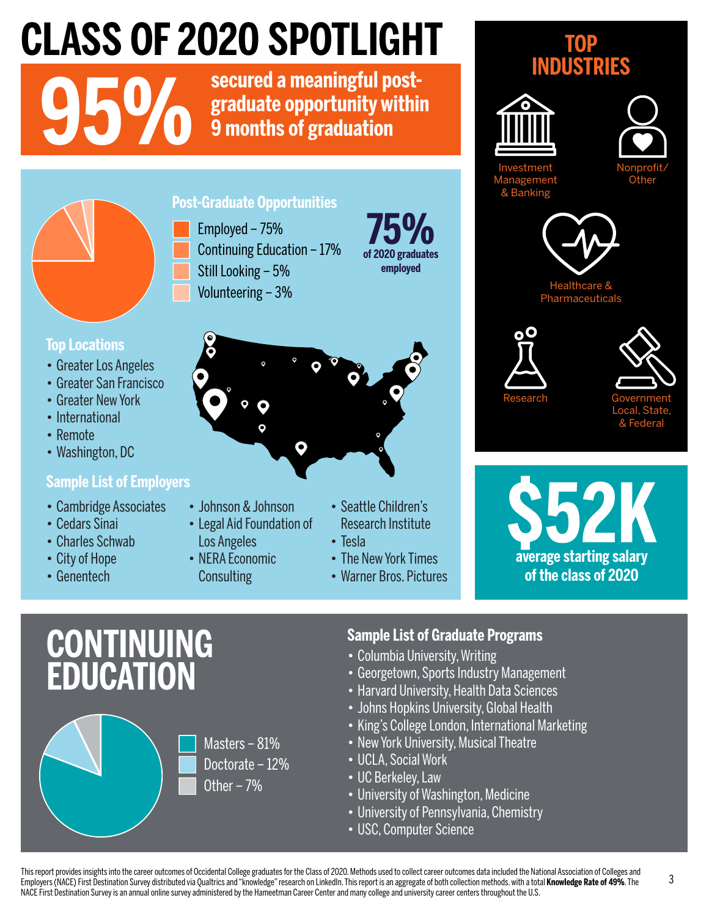# CLASS OF 2020 SPOTLIGHT

**95%** secured a meaningful post-graduate opportunity within 9 months of graduation

## Post-Graduate Opportunities

- Employed – 75%
- Continuing Education – 17%
- Still Looking – 5%
- Volunteering – 3%

**75%** of 2020 graduates employed

## Top Locations

- Greater Los Angeles
- Greater San Francisco
- Greater New York
- International
- Remote
- Washington, DC

## Sample List of Employers

- Cambridge Associates
- Cedars Sinai
- Charles Schwab
- City of Hope
- Genentech
- Johnson & Johnson
- Legal Aid Foundation of Los Angeles
- NERA Economic Consulting
- Seattle Children's Research Institute
- Tesla
- The New York Times
- Warner Bros. Pictures

## TOP INDUSTRIES

- Investment Management & Banking
- Nonprofit/Other
- Healthcare & Pharmaceuticals
- Research
- Government Local, State, & Federal

**$52K** average starting salary of the class of 2020

# CONTINUING EDUCATION

- Masters – 81%
- Doctorate – 12%
- Other – 7%

## Sample List of Graduate Programs

- Columbia University, Writing
- Georgetown, Sports Industry Management
- Harvard University, Health Data Sciences
- Johns Hopkins University, Global Health
- King's College London, International Marketing
- New York University, Musical Theatre
- UCLA, Social Work
- UC Berkeley, Law
- University of Washington, Medicine
- University of Pennsylvania, Chemistry
- USC, Computer Science

This report provides insights into the career outcomes of Occidental College graduates for the Class of 2020. Methods used to collect career outcomes data included the National Association of Colleges and Employers (NACE) First Destination Survey distributed via Qualtrics and "knowledge" research on LinkedIn. This report is an aggregate of both collection methods. with a total **Knowledge Rate of 49%.** The NACE First Destination Survey is an annual online survey administered by the Hameetman Career Center and many college and university career centers throughout the U.S.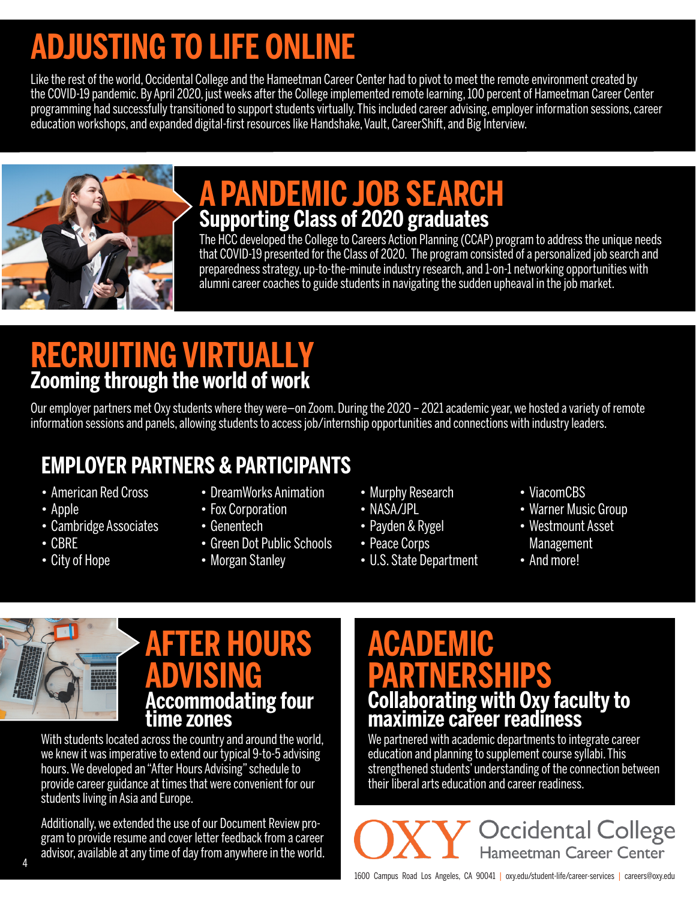# ADJUSTING TO LIFE ONLINE

Like the rest of the world, Occidental College and the Hameetman Career Center had to pivot to meet the remote environment created by the COVID-19 pandemic. By April 2020, just weeks after the College implemented remote learning, 100 percent of Hameetman Career Center programming had successfully transitioned to support students virtually. This included career advising, employer information sessions, career education workshops, and expanded digital-first resources like Handshake, Vault, CareerShift, and Big Interview.

# A PANDEMIC JOB SEARCH

## Supporting Class of 2020 graduates

The HCC developed the College to Careers Action Planning (CCAP) program to address the unique needs that COVID-19 presented for the Class of 2020. The program consisted of a personalized job search and preparedness strategy, up-to-the-minute industry research, and 1-on-1 networking opportunities with alumni career coaches to guide students in navigating the sudden upheaval in the job market.

# RECRUITING VIRTUALLY

## Zooming through the world of work

Our employer partners met Oxy students where they were—on Zoom. During the 2020 – 2021 academic year, we hosted a variety of remote information sessions and panels, allowing students to access job/internship opportunities and connections with industry leaders.

### EMPLOYER PARTNERS & PARTICIPANTS

- American Red Cross
- Apple
- Cambridge Associates
- CBRE
- City of Hope
- DreamWorks Animation
- Fox Corporation
- Genentech
- Green Dot Public Schools
- Morgan Stanley
- Murphy Research
- NASA/JPL
- Payden & Rygel
- Peace Corps
- U.S. State Department
- ViacomCBS
- Warner Music Group
- Westmount Asset Management
- And more!

# AFTER HOURS ADVISING

## Accommodating four time zones

With students located across the country and around the world, we knew it was imperative to extend our typical 9-to-5 advising hours. We developed an "After Hours Advising" schedule to provide career guidance at times that were convenient for our students living in Asia and Europe.

Additionally, we extended the use of our Document Review program to provide resume and cover letter feedback from a career advisor, available at any time of day from anywhere in the world.

# ACADEMIC PARTNERSHIPS

## Collaborating with Oxy faculty to maximize career readiness

We partnered with academic departments to integrate career education and planning to supplement course syllabi. This strengthened students' understanding of the connection between their liberal arts education and career readiness.

OXY Occidental College Hameetman Career Center

1600 Campus Road Los Angeles, CA 90041 | oxy.edu/student-life/career-services | careers@oxy.edu